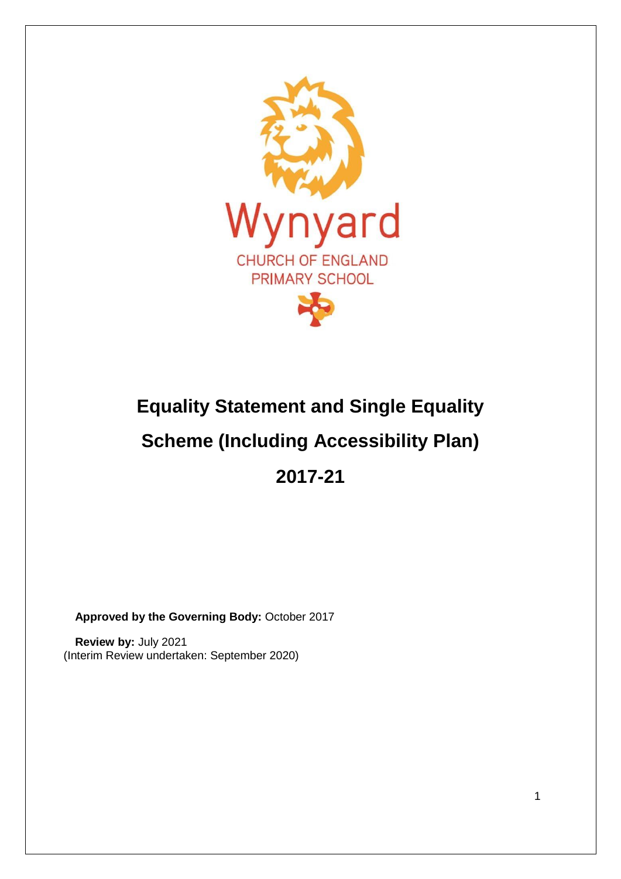Wynyard

CHURCH OF ENGLAND
PRIMARY SCHOOL

# Equality Statement and Single Equality Scheme (Including Accessibility Plan)

# 2017-21

**Approved by the Governing Body:** October 2017

**Review by:** July 2021
(Interim Review undertaken: September 2020)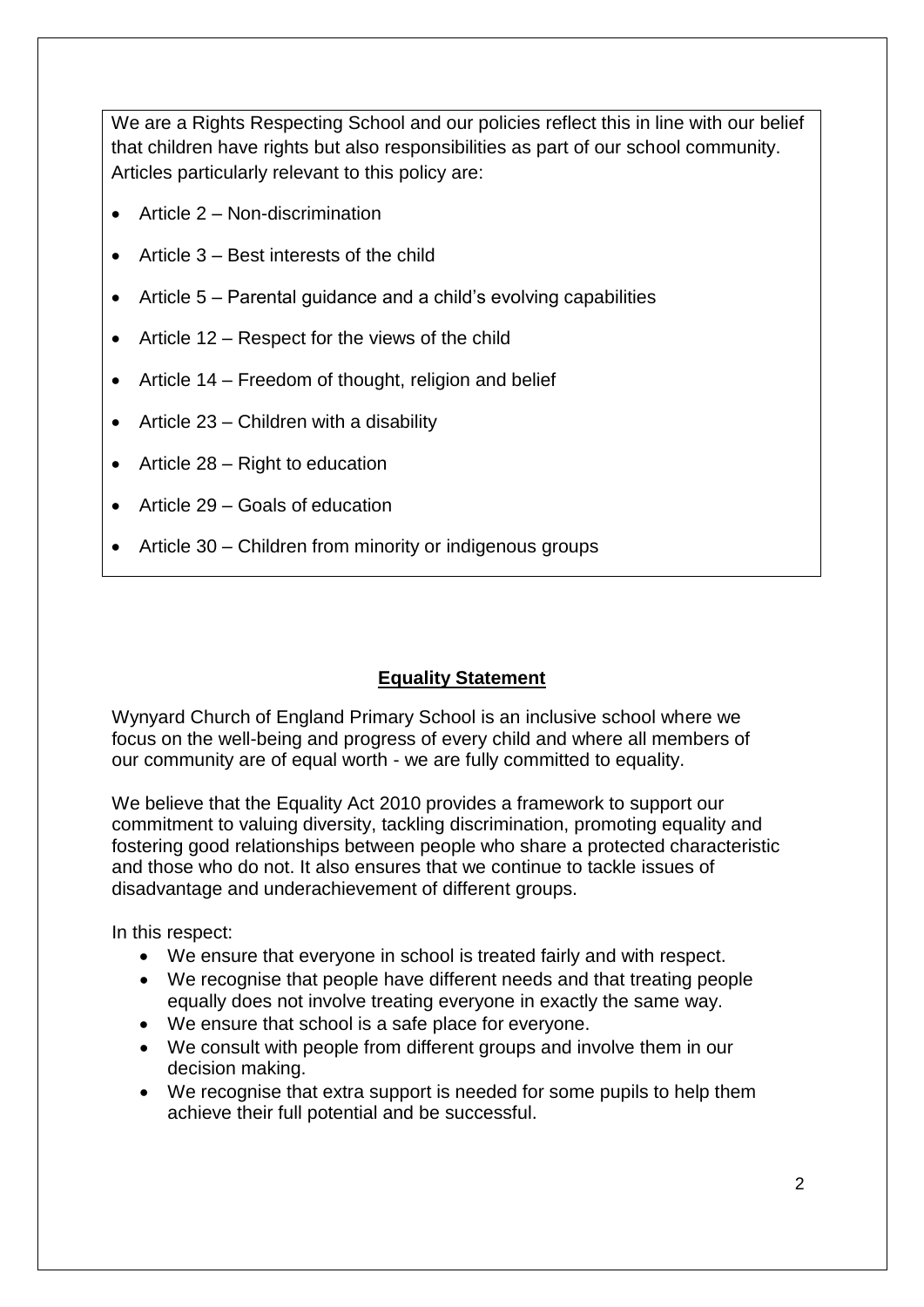We are a Rights Respecting School and our policies reflect this in line with our belief that children have rights but also responsibilities as part of our school community. Articles particularly relevant to this policy are:

- Article 2 – Non-discrimination
- Article 3 – Best interests of the child
- Article 5 – Parental guidance and a child's evolving capabilities
- Article 12 – Respect for the views of the child
- Article 14 – Freedom of thought, religion and belief
- Article 23 – Children with a disability
- Article 28 – Right to education
- Article 29 – Goals of education
- Article 30 – Children from minority or indigenous groups

## Equality Statement

Wynyard Church of England Primary School is an inclusive school where we focus on the well-being and progress of every child and where all members of our community are of equal worth - we are fully committed to equality.

We believe that the Equality Act 2010 provides a framework to support our commitment to valuing diversity, tackling discrimination, promoting equality and fostering good relationships between people who share a protected characteristic and those who do not. It also ensures that we continue to tackle issues of disadvantage and underachievement of different groups.

In this respect:

- We ensure that everyone in school is treated fairly and with respect.
- We recognise that people have different needs and that treating people equally does not involve treating everyone in exactly the same way.
- We ensure that school is a safe place for everyone.
- We consult with people from different groups and involve them in our decision making.
- We recognise that extra support is needed for some pupils to help them achieve their full potential and be successful.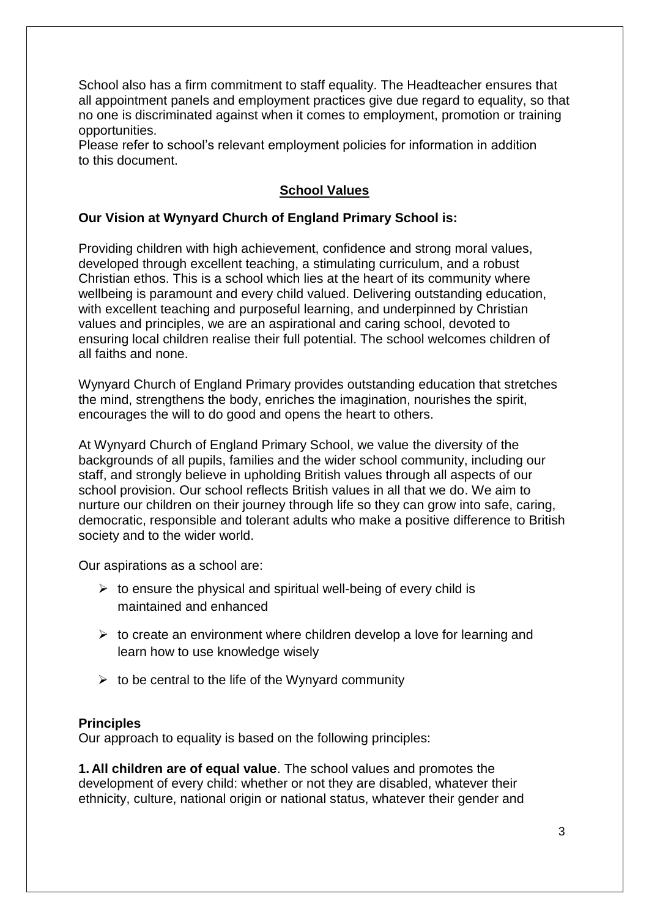School also has a firm commitment to staff equality. The Headteacher ensures that all appointment panels and employment practices give due regard to equality, so that no one is discriminated against when it comes to employment, promotion or training opportunities.
Please refer to school's relevant employment policies for information in addition to this document.

## School Values

**Our Vision at Wynyard Church of England Primary School is:**

Providing children with high achievement, confidence and strong moral values, developed through excellent teaching, a stimulating curriculum, and a robust Christian ethos. This is a school which lies at the heart of its community where wellbeing is paramount and every child valued. Delivering outstanding education, with excellent teaching and purposeful learning, and underpinned by Christian values and principles, we are an aspirational and caring school, devoted to ensuring local children realise their full potential. The school welcomes children of all faiths and none.

Wynyard Church of England Primary provides outstanding education that stretches the mind, strengthens the body, enriches the imagination, nourishes the spirit, encourages the will to do good and opens the heart to others.

At Wynyard Church of England Primary School, we value the diversity of the backgrounds of all pupils, families and the wider school community, including our staff, and strongly believe in upholding British values through all aspects of our school provision. Our school reflects British values in all that we do. We aim to nurture our children on their journey through life so they can grow into safe, caring, democratic, responsible and tolerant adults who make a positive difference to British society and to the wider world.

Our aspirations as a school are:

- to ensure the physical and spiritual well-being of every child is maintained and enhanced
- to create an environment where children develop a love for learning and learn how to use knowledge wisely
- to be central to the life of the Wynyard community

**Principles**
Our approach to equality is based on the following principles:

**1. All children are of equal value**. The school values and promotes the development of every child: whether or not they are disabled, whatever their ethnicity, culture, national origin or national status, whatever their gender and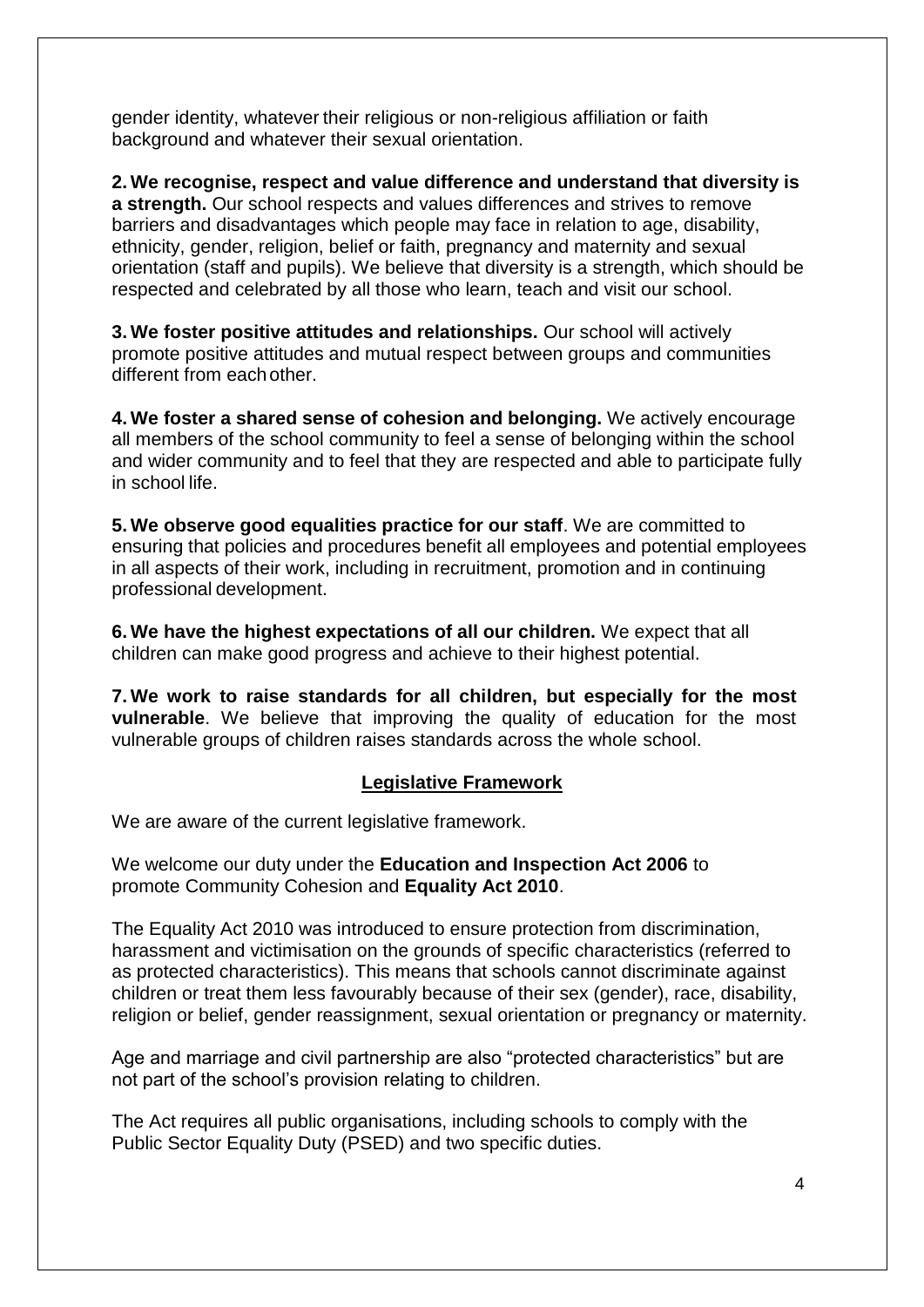gender identity, whatever their religious or non-religious affiliation or faith background and whatever their sexual orientation.

**2. We recognise, respect and value difference and understand that diversity is a strength.** Our school respects and values differences and strives to remove barriers and disadvantages which people may face in relation to age, disability, ethnicity, gender, religion, belief or faith, pregnancy and maternity and sexual orientation (staff and pupils). We believe that diversity is a strength, which should be respected and celebrated by all those who learn, teach and visit our school.

**3. We foster positive attitudes and relationships.** Our school will actively promote positive attitudes and mutual respect between groups and communities different from each other.

**4. We foster a shared sense of cohesion and belonging.** We actively encourage all members of the school community to feel a sense of belonging within the school and wider community and to feel that they are respected and able to participate fully in school life.

**5. We observe good equalities practice for our staff**. We are committed to ensuring that policies and procedures benefit all employees and potential employees in all aspects of their work, including in recruitment, promotion and in continuing professional development.

**6. We have the highest expectations of all our children.** We expect that all children can make good progress and achieve to their highest potential.

**7. We work to raise standards for all children, but especially for the most vulnerable**. We believe that improving the quality of education for the most vulnerable groups of children raises standards across the whole school.

## Legislative Framework

We are aware of the current legislative framework.

We welcome our duty under the **Education and Inspection Act 2006** to promote Community Cohesion and **Equality Act 2010**.

The Equality Act 2010 was introduced to ensure protection from discrimination, harassment and victimisation on the grounds of specific characteristics (referred to as protected characteristics). This means that schools cannot discriminate against children or treat them less favourably because of their sex (gender), race, disability, religion or belief, gender reassignment, sexual orientation or pregnancy or maternity.

Age and marriage and civil partnership are also "protected characteristics" but are not part of the school's provision relating to children.

The Act requires all public organisations, including schools to comply with the Public Sector Equality Duty (PSED) and two specific duties.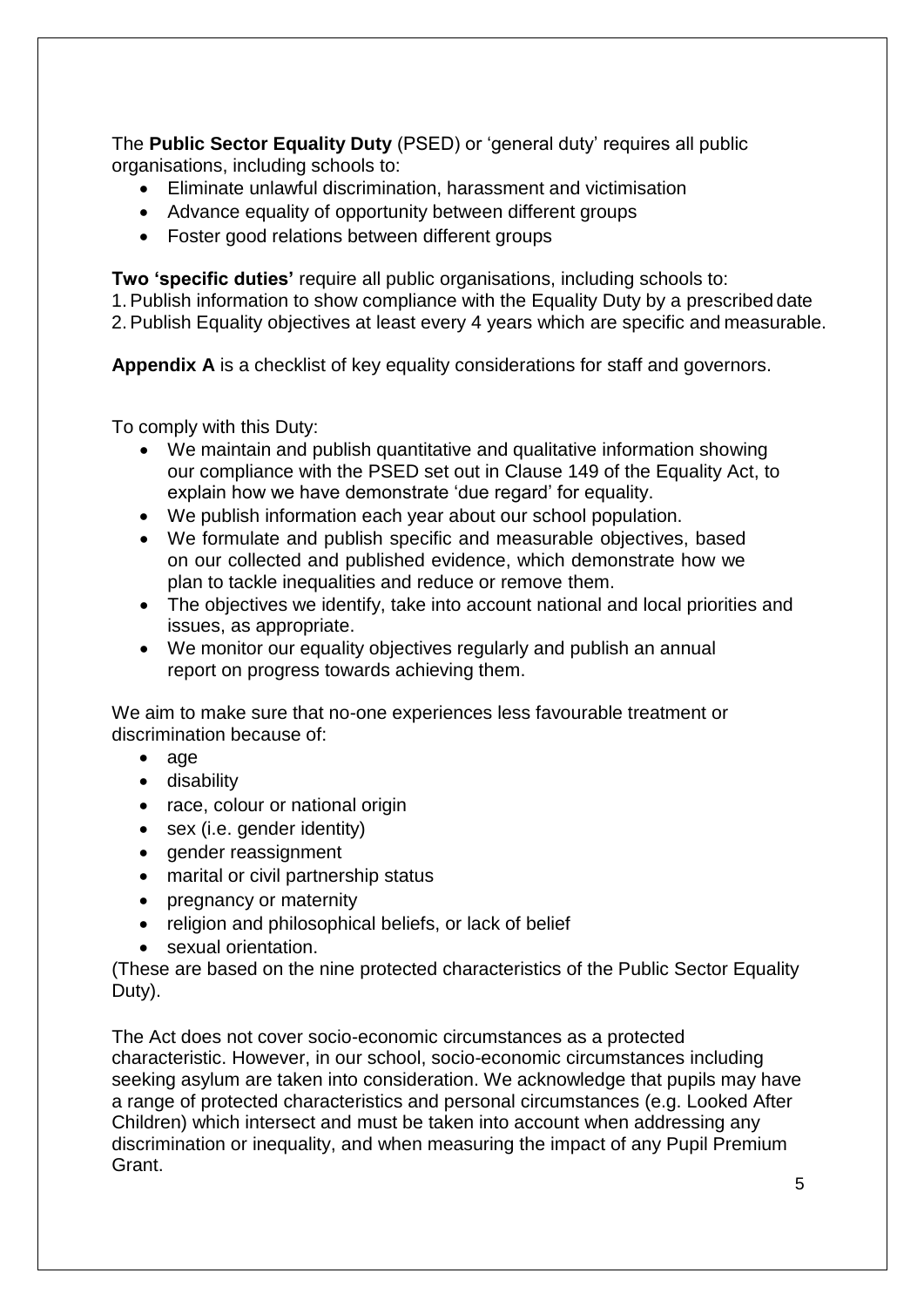The **Public Sector Equality Duty** (PSED) or 'general duty' requires all public organisations, including schools to:

- Eliminate unlawful discrimination, harassment and victimisation
- Advance equality of opportunity between different groups
- Foster good relations between different groups

**Two 'specific duties'** require all public organisations, including schools to:

1. Publish information to show compliance with the Equality Duty by a prescribed date
2. Publish Equality objectives at least every 4 years which are specific and measurable.

**Appendix A** is a checklist of key equality considerations for staff and governors.

To comply with this Duty:

- We maintain and publish quantitative and qualitative information showing our compliance with the PSED set out in Clause 149 of the Equality Act, to explain how we have demonstrate 'due regard' for equality.
- We publish information each year about our school population.
- We formulate and publish specific and measurable objectives, based on our collected and published evidence, which demonstrate how we plan to tackle inequalities and reduce or remove them.
- The objectives we identify, take into account national and local priorities and issues, as appropriate.
- We monitor our equality objectives regularly and publish an annual report on progress towards achieving them.

We aim to make sure that no-one experiences less favourable treatment or discrimination because of:

- age
- disability
- race, colour or national origin
- sex (i.e. gender identity)
- gender reassignment
- marital or civil partnership status
- pregnancy or maternity
- religion and philosophical beliefs, or lack of belief
- sexual orientation.

(These are based on the nine protected characteristics of the Public Sector Equality Duty).

The Act does not cover socio-economic circumstances as a protected characteristic. However, in our school, socio-economic circumstances including seeking asylum are taken into consideration. We acknowledge that pupils may have a range of protected characteristics and personal circumstances (e.g. Looked After Children) which intersect and must be taken into account when addressing any discrimination or inequality, and when measuring the impact of any Pupil Premium Grant.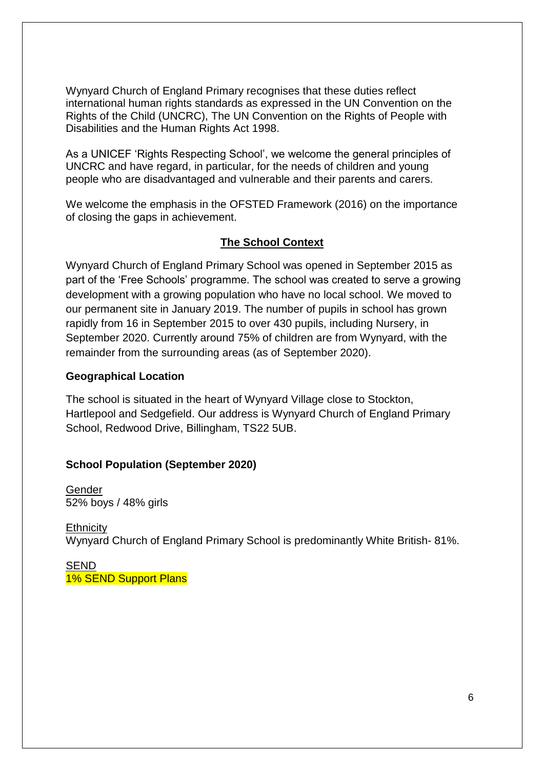Wynyard Church of England Primary recognises that these duties reflect international human rights standards as expressed in the UN Convention on the Rights of the Child (UNCRC), The UN Convention on the Rights of People with Disabilities and the Human Rights Act 1998.

As a UNICEF 'Rights Respecting School', we welcome the general principles of UNCRC and have regard, in particular, for the needs of children and young people who are disadvantaged and vulnerable and their parents and carers.

We welcome the emphasis in the OFSTED Framework (2016) on the importance of closing the gaps in achievement.

## The School Context

Wynyard Church of England Primary School was opened in September 2015 as part of the 'Free Schools' programme. The school was created to serve a growing development with a growing population who have no local school. We moved to our permanent site in January 2019. The number of pupils in school has grown rapidly from 16 in September 2015 to over 430 pupils, including Nursery, in September 2020. Currently around 75% of children are from Wynyard, with the remainder from the surrounding areas (as of September 2020).

### Geographical Location

The school is situated in the heart of Wynyard Village close to Stockton, Hartlepool and Sedgefield. Our address is Wynyard Church of England Primary School, Redwood Drive, Billingham, TS22 5UB.

### School Population (September 2020)

Gender
52% boys / 48% girls

Ethnicity
Wynyard Church of England Primary School is predominantly White British- 81%.

SEND
1% SEND Support Plans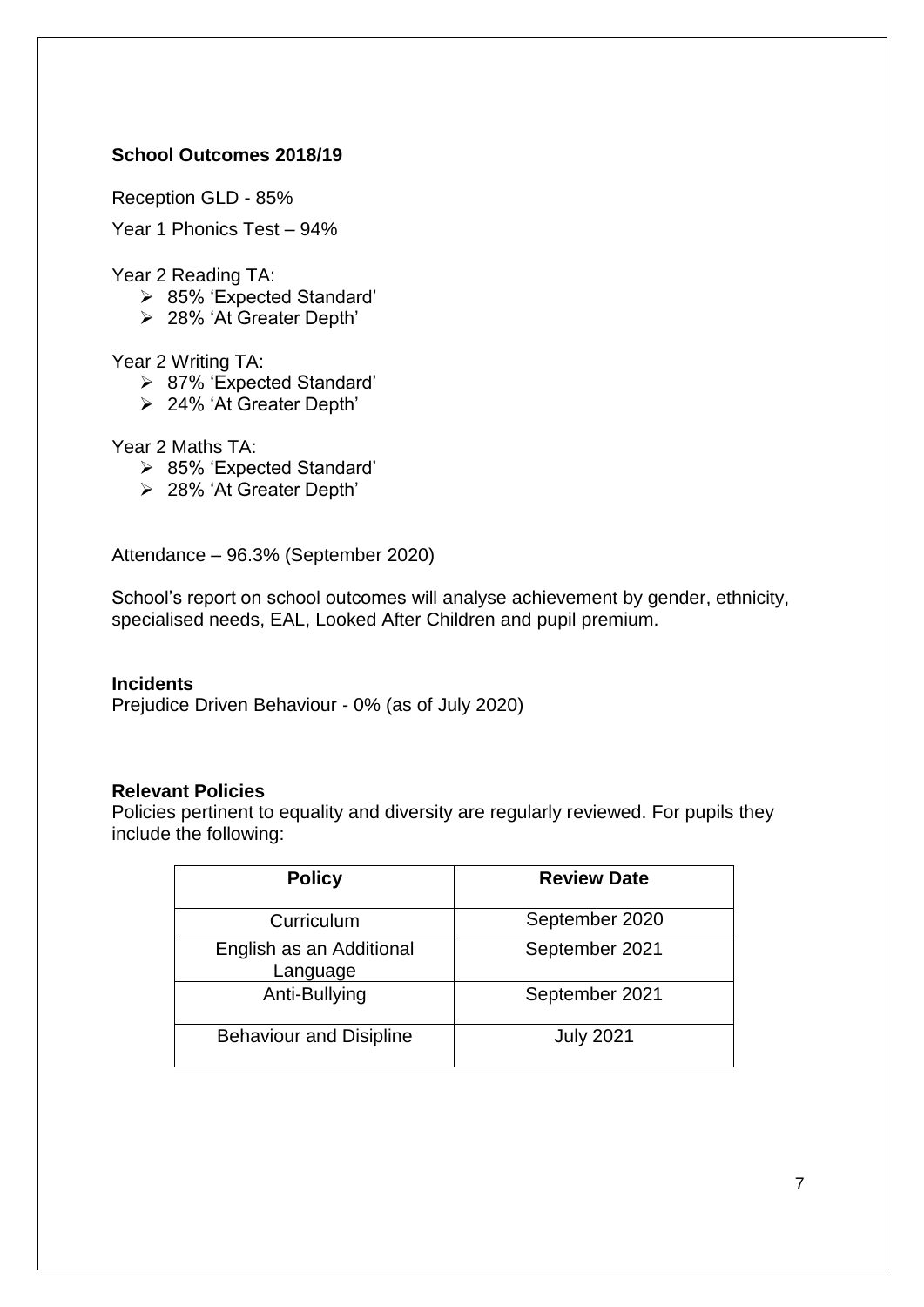**School Outcomes 2018/19**

Reception GLD - 85%

Year 1 Phonics Test – 94%

Year 2 Reading TA:

- 85% 'Expected Standard'
- 28% 'At Greater Depth'

Year 2 Writing TA:

- 87% 'Expected Standard'
- 24% 'At Greater Depth'

Year 2 Maths TA:

- 85% 'Expected Standard'
- 28% 'At Greater Depth'

Attendance – 96.3% (September 2020)

School's report on school outcomes will analyse achievement by gender, ethnicity, specialised needs, EAL, Looked After Children and pupil premium.

**Incidents**

Prejudice Driven Behaviour - 0% (as of July 2020)

**Relevant Policies**

Policies pertinent to equality and diversity are regularly reviewed. For pupils they include the following:

| Policy | Review Date |
|---|---|
| Curriculum | September 2020 |
| English as an Additional Language | September 2021 |
| Anti-Bullying | September 2021 |
| Behaviour and Disipline | July 2021 |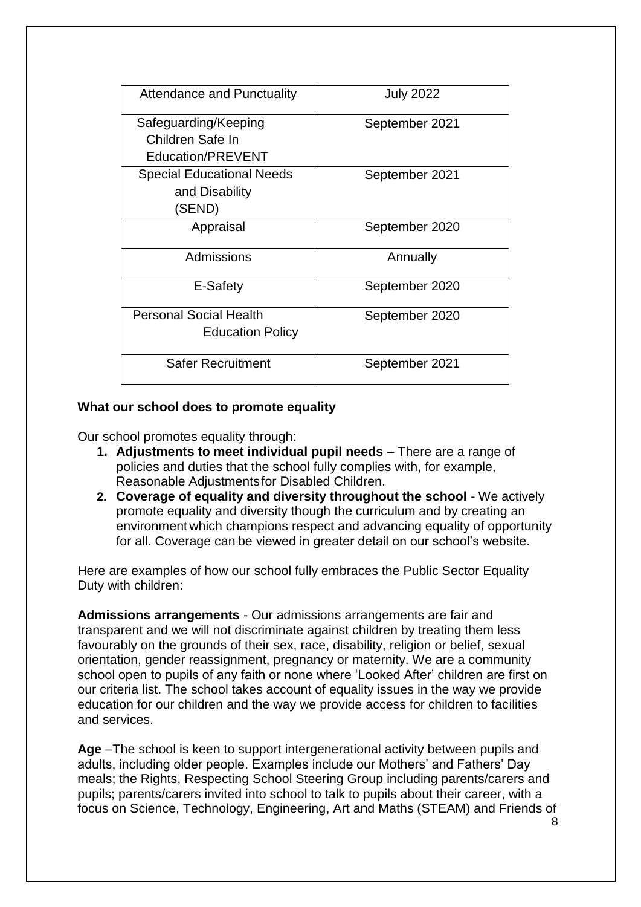| Attendance and Punctuality | July 2022 |
|---|---|
| Safeguarding/Keeping Children Safe In Education/PREVENT | September 2021 |
| Special Educational Needs and Disability (SEND) | September 2021 |
| Appraisal | September 2020 |
| Admissions | Annually |
| E-Safety | September 2020 |
| Personal Social Health Education Policy | September 2020 |
| Safer Recruitment | September 2021 |

**What our school does to promote equality**

Our school promotes equality through:

1. **Adjustments to meet individual pupil needs** – There are a range of policies and duties that the school fully complies with, for example, Reasonable Adjustments for Disabled Children.
2. **Coverage of equality and diversity throughout the school** - We actively promote equality and diversity though the curriculum and by creating an environment which champions respect and advancing equality of opportunity for all. Coverage can be viewed in greater detail on our school's website.

Here are examples of how our school fully embraces the Public Sector Equality Duty with children:

**Admissions arrangements** - Our admissions arrangements are fair and transparent and we will not discriminate against children by treating them less favourably on the grounds of their sex, race, disability, religion or belief, sexual orientation, gender reassignment, pregnancy or maternity. We are a community school open to pupils of any faith or none where 'Looked After' children are first on our criteria list. The school takes account of equality issues in the way we provide education for our children and the way we provide access for children to facilities and services.

**Age** –The school is keen to support intergenerational activity between pupils and adults, including older people. Examples include our Mothers' and Fathers' Day meals; the Rights, Respecting School Steering Group including parents/carers and pupils; parents/carers invited into school to talk to pupils about their career, with a focus on Science, Technology, Engineering, Art and Maths (STEAM) and Friends of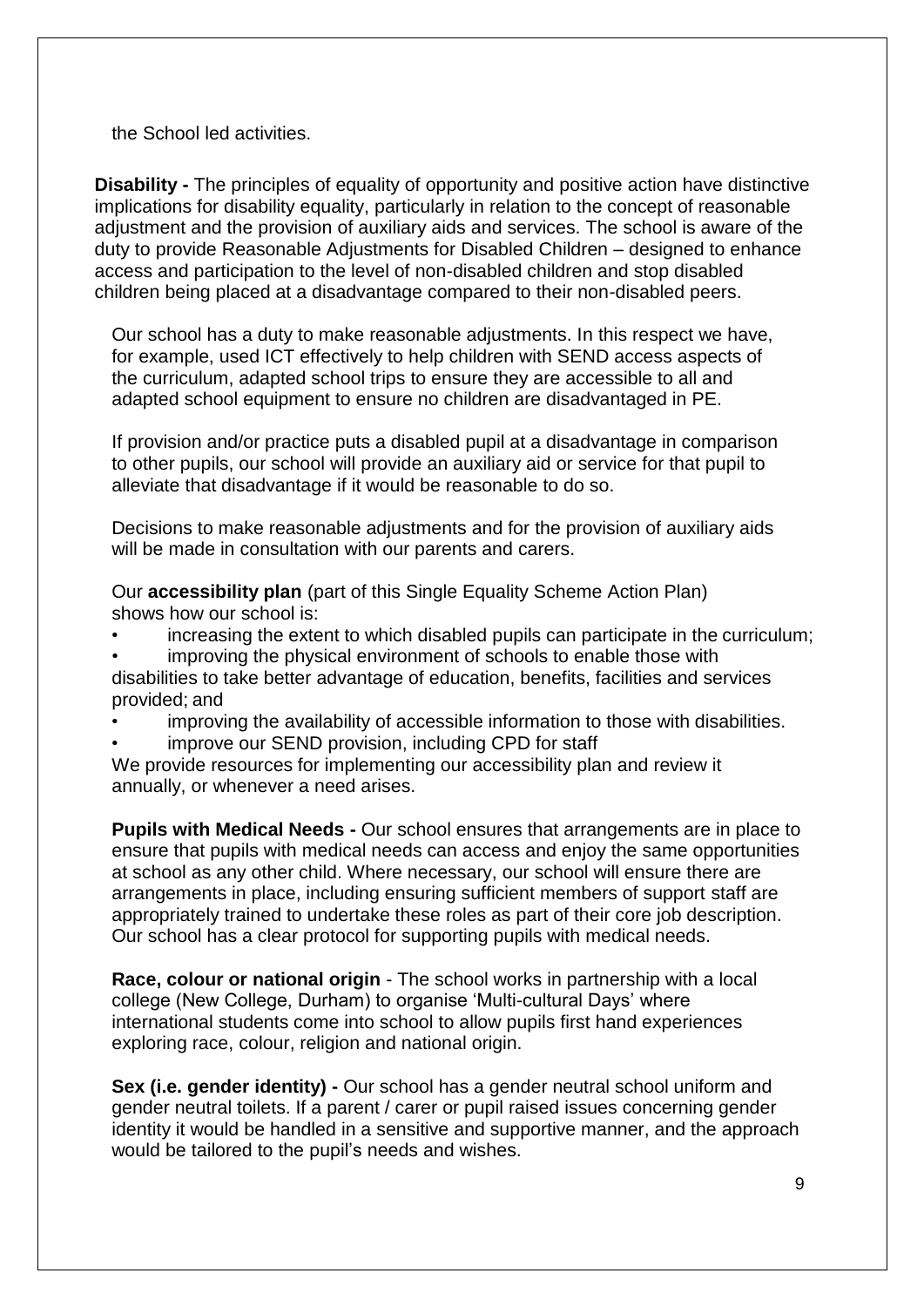the School led activities.

**Disability -** The principles of equality of opportunity and positive action have distinctive implications for disability equality, particularly in relation to the concept of reasonable adjustment and the provision of auxiliary aids and services. The school is aware of the duty to provide Reasonable Adjustments for Disabled Children – designed to enhance access and participation to the level of non-disabled children and stop disabled children being placed at a disadvantage compared to their non-disabled peers.

Our school has a duty to make reasonable adjustments. In this respect we have, for example, used ICT effectively to help children with SEND access aspects of the curriculum, adapted school trips to ensure they are accessible to all and adapted school equipment to ensure no children are disadvantaged in PE.

If provision and/or practice puts a disabled pupil at a disadvantage in comparison to other pupils, our school will provide an auxiliary aid or service for that pupil to alleviate that disadvantage if it would be reasonable to do so.

Decisions to make reasonable adjustments and for the provision of auxiliary aids will be made in consultation with our parents and carers.

Our **accessibility plan** (part of this Single Equality Scheme Action Plan) shows how our school is:

- increasing the extent to which disabled pupils can participate in the curriculum;
- improving the physical environment of schools to enable those with disabilities to take better advantage of education, benefits, facilities and services provided; and
- improving the availability of accessible information to those with disabilities.
- improve our SEND provision, including CPD for staff

We provide resources for implementing our accessibility plan and review it annually, or whenever a need arises.

**Pupils with Medical Needs -** Our school ensures that arrangements are in place to ensure that pupils with medical needs can access and enjoy the same opportunities at school as any other child. Where necessary, our school will ensure there are arrangements in place, including ensuring sufficient members of support staff are appropriately trained to undertake these roles as part of their core job description. Our school has a clear protocol for supporting pupils with medical needs.

**Race, colour or national origin** - The school works in partnership with a local college (New College, Durham) to organise 'Multi-cultural Days' where international students come into school to allow pupils first hand experiences exploring race, colour, religion and national origin.

**Sex (i.e. gender identity) -** Our school has a gender neutral school uniform and gender neutral toilets. If a parent / carer or pupil raised issues concerning gender identity it would be handled in a sensitive and supportive manner, and the approach would be tailored to the pupil's needs and wishes.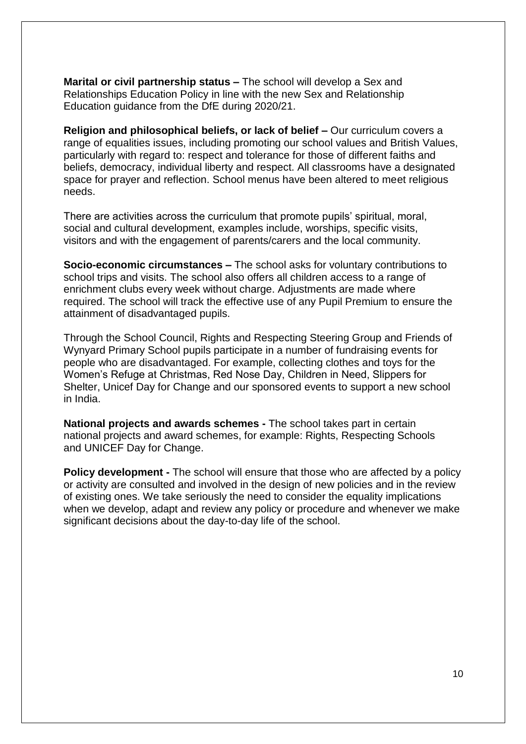**Marital or civil partnership status –** The school will develop a Sex and Relationships Education Policy in line with the new Sex and Relationship Education guidance from the DfE during 2020/21.

**Religion and philosophical beliefs, or lack of belief –** Our curriculum covers a range of equalities issues, including promoting our school values and British Values, particularly with regard to: respect and tolerance for those of different faiths and beliefs, democracy, individual liberty and respect. All classrooms have a designated space for prayer and reflection. School menus have been altered to meet religious needs.

There are activities across the curriculum that promote pupils' spiritual, moral, social and cultural development, examples include, worships, specific visits, visitors and with the engagement of parents/carers and the local community.

**Socio-economic circumstances –** The school asks for voluntary contributions to school trips and visits. The school also offers all children access to a range of enrichment clubs every week without charge. Adjustments are made where required. The school will track the effective use of any Pupil Premium to ensure the attainment of disadvantaged pupils.

Through the School Council, Rights and Respecting Steering Group and Friends of Wynyard Primary School pupils participate in a number of fundraising events for people who are disadvantaged. For example, collecting clothes and toys for the Women's Refuge at Christmas, Red Nose Day, Children in Need, Slippers for Shelter, Unicef Day for Change and our sponsored events to support a new school in India.

**National projects and awards schemes -** The school takes part in certain national projects and award schemes, for example: Rights, Respecting Schools and UNICEF Day for Change.

**Policy development -** The school will ensure that those who are affected by a policy or activity are consulted and involved in the design of new policies and in the review of existing ones. We take seriously the need to consider the equality implications when we develop, adapt and review any policy or procedure and whenever we make significant decisions about the day-to-day life of the school.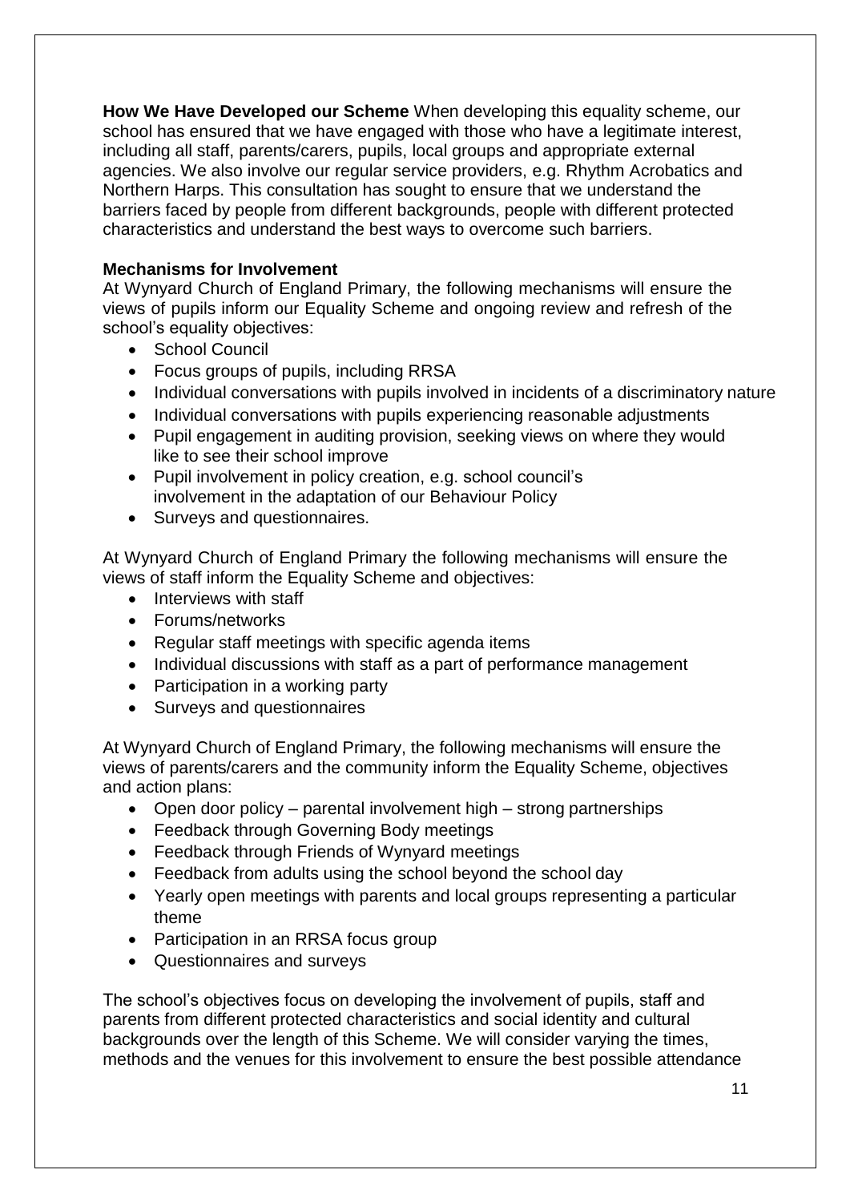**How We Have Developed our Scheme** When developing this equality scheme, our school has ensured that we have engaged with those who have a legitimate interest, including all staff, parents/carers, pupils, local groups and appropriate external agencies. We also involve our regular service providers, e.g. Rhythm Acrobatics and Northern Harps. This consultation has sought to ensure that we understand the barriers faced by people from different backgrounds, people with different protected characteristics and understand the best ways to overcome such barriers.

**Mechanisms for Involvement**

At Wynyard Church of England Primary, the following mechanisms will ensure the views of pupils inform our Equality Scheme and ongoing review and refresh of the school's equality objectives:

- School Council
- Focus groups of pupils, including RRSA
- Individual conversations with pupils involved in incidents of a discriminatory nature
- Individual conversations with pupils experiencing reasonable adjustments
- Pupil engagement in auditing provision, seeking views on where they would like to see their school improve
- Pupil involvement in policy creation, e.g. school council's involvement in the adaptation of our Behaviour Policy
- Surveys and questionnaires.

At Wynyard Church of England Primary the following mechanisms will ensure the views of staff inform the Equality Scheme and objectives:

- Interviews with staff
- Forums/networks
- Regular staff meetings with specific agenda items
- Individual discussions with staff as a part of performance management
- Participation in a working party
- Surveys and questionnaires

At Wynyard Church of England Primary, the following mechanisms will ensure the views of parents/carers and the community inform the Equality Scheme, objectives and action plans:

- Open door policy – parental involvement high – strong partnerships
- Feedback through Governing Body meetings
- Feedback through Friends of Wynyard meetings
- Feedback from adults using the school beyond the school day
- Yearly open meetings with parents and local groups representing a particular theme
- Participation in an RRSA focus group
- Questionnaires and surveys

The school's objectives focus on developing the involvement of pupils, staff and parents from different protected characteristics and social identity and cultural backgrounds over the length of this Scheme. We will consider varying the times, methods and the venues for this involvement to ensure the best possible attendance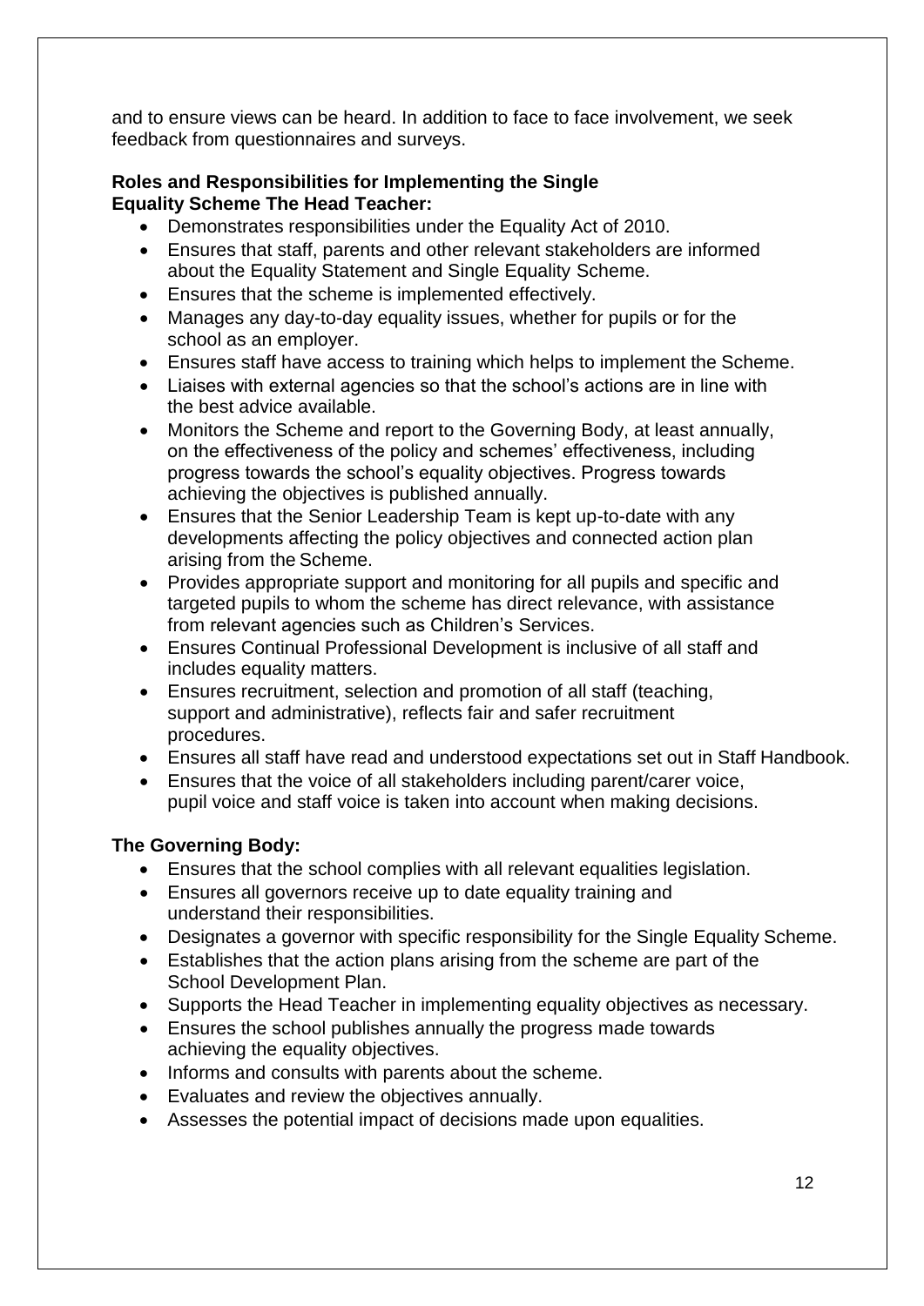and to ensure views can be heard. In addition to face to face involvement, we seek feedback from questionnaires and surveys.

**Roles and Responsibilities for Implementing the Single Equality Scheme The Head Teacher:**

- Demonstrates responsibilities under the Equality Act of 2010.
- Ensures that staff, parents and other relevant stakeholders are informed about the Equality Statement and Single Equality Scheme.
- Ensures that the scheme is implemented effectively.
- Manages any day-to-day equality issues, whether for pupils or for the school as an employer.
- Ensures staff have access to training which helps to implement the Scheme.
- Liaises with external agencies so that the school's actions are in line with the best advice available.
- Monitors the Scheme and report to the Governing Body, at least annually, on the effectiveness of the policy and schemes' effectiveness, including progress towards the school's equality objectives. Progress towards achieving the objectives is published annually.
- Ensures that the Senior Leadership Team is kept up-to-date with any developments affecting the policy objectives and connected action plan arising from the Scheme.
- Provides appropriate support and monitoring for all pupils and specific and targeted pupils to whom the scheme has direct relevance, with assistance from relevant agencies such as Children's Services.
- Ensures Continual Professional Development is inclusive of all staff and includes equality matters.
- Ensures recruitment, selection and promotion of all staff (teaching, support and administrative), reflects fair and safer recruitment procedures.
- Ensures all staff have read and understood expectations set out in Staff Handbook.
- Ensures that the voice of all stakeholders including parent/carer voice, pupil voice and staff voice is taken into account when making decisions.

**The Governing Body:**

- Ensures that the school complies with all relevant equalities legislation.
- Ensures all governors receive up to date equality training and understand their responsibilities.
- Designates a governor with specific responsibility for the Single Equality Scheme.
- Establishes that the action plans arising from the scheme are part of the School Development Plan.
- Supports the Head Teacher in implementing equality objectives as necessary.
- Ensures the school publishes annually the progress made towards achieving the equality objectives.
- Informs and consults with parents about the scheme.
- Evaluates and review the objectives annually.
- Assesses the potential impact of decisions made upon equalities.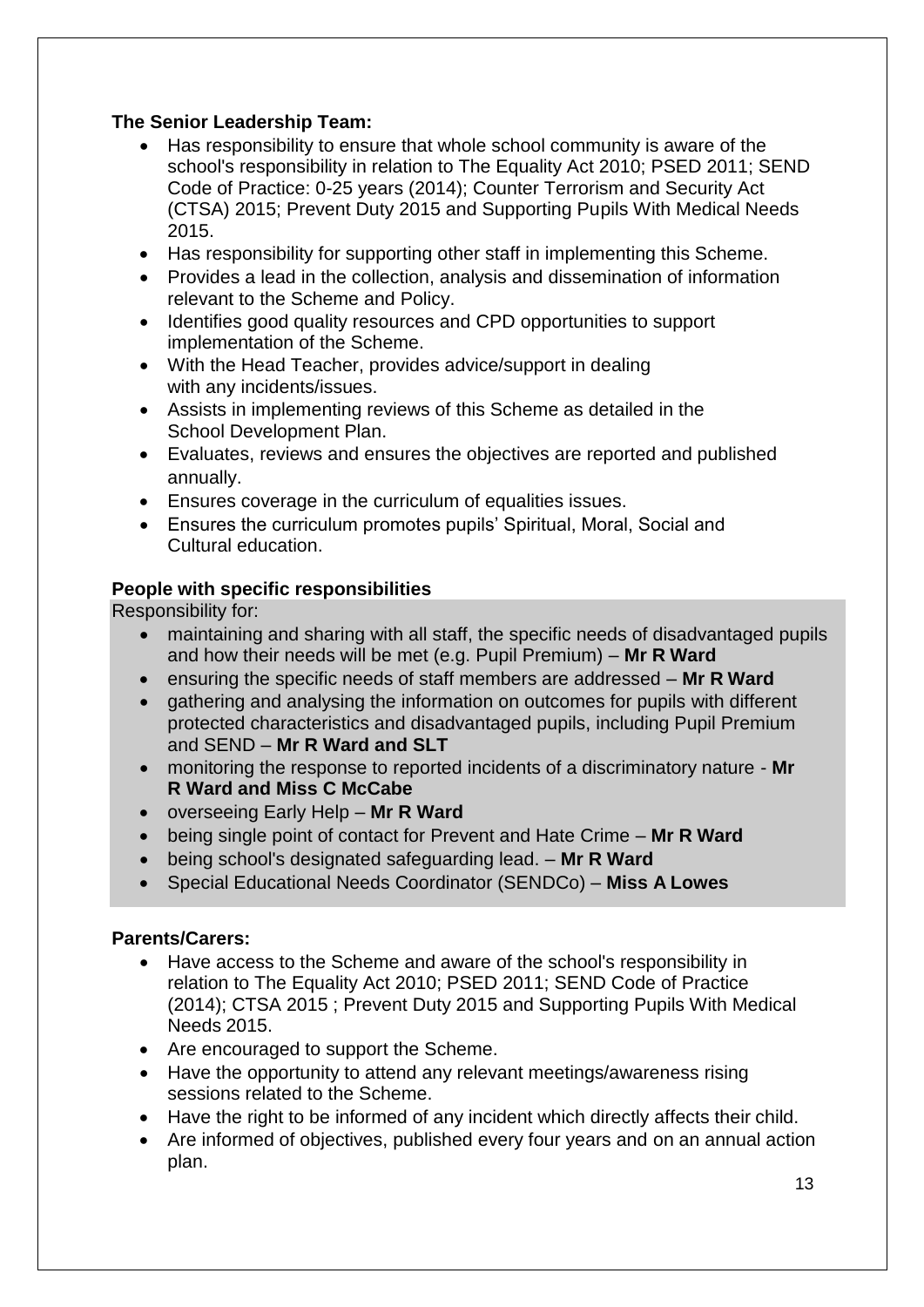**The Senior Leadership Team:**

- Has responsibility to ensure that whole school community is aware of the school's responsibility in relation to The Equality Act 2010; PSED 2011; SEND Code of Practice: 0-25 years (2014); Counter Terrorism and Security Act (CTSA) 2015; Prevent Duty 2015 and Supporting Pupils With Medical Needs 2015.
- Has responsibility for supporting other staff in implementing this Scheme.
- Provides a lead in the collection, analysis and dissemination of information relevant to the Scheme and Policy.
- Identifies good quality resources and CPD opportunities to support implementation of the Scheme.
- With the Head Teacher, provides advice/support in dealing with any incidents/issues.
- Assists in implementing reviews of this Scheme as detailed in the School Development Plan.
- Evaluates, reviews and ensures the objectives are reported and published annually.
- Ensures coverage in the curriculum of equalities issues.
- Ensures the curriculum promotes pupils' Spiritual, Moral, Social and Cultural education.

**People with specific responsibilities**

Responsibility for:

- maintaining and sharing with all staff, the specific needs of disadvantaged pupils and how their needs will be met (e.g. Pupil Premium) – **Mr R Ward**
- ensuring the specific needs of staff members are addressed – **Mr R Ward**
- gathering and analysing the information on outcomes for pupils with different protected characteristics and disadvantaged pupils, including Pupil Premium and SEND – **Mr R Ward and SLT**
- monitoring the response to reported incidents of a discriminatory nature - **Mr R Ward and Miss C McCabe**
- overseeing Early Help – **Mr R Ward**
- being single point of contact for Prevent and Hate Crime – **Mr R Ward**
- being school's designated safeguarding lead. – **Mr R Ward**
- Special Educational Needs Coordinator (SENDCo) – **Miss A Lowes**

**Parents/Carers:**

- Have access to the Scheme and aware of the school's responsibility in relation to The Equality Act 2010; PSED 2011; SEND Code of Practice (2014); CTSA 2015 ; Prevent Duty 2015 and Supporting Pupils With Medical Needs 2015.
- Are encouraged to support the Scheme.
- Have the opportunity to attend any relevant meetings/awareness rising sessions related to the Scheme.
- Have the right to be informed of any incident which directly affects their child.
- Are informed of objectives, published every four years and on an annual action plan.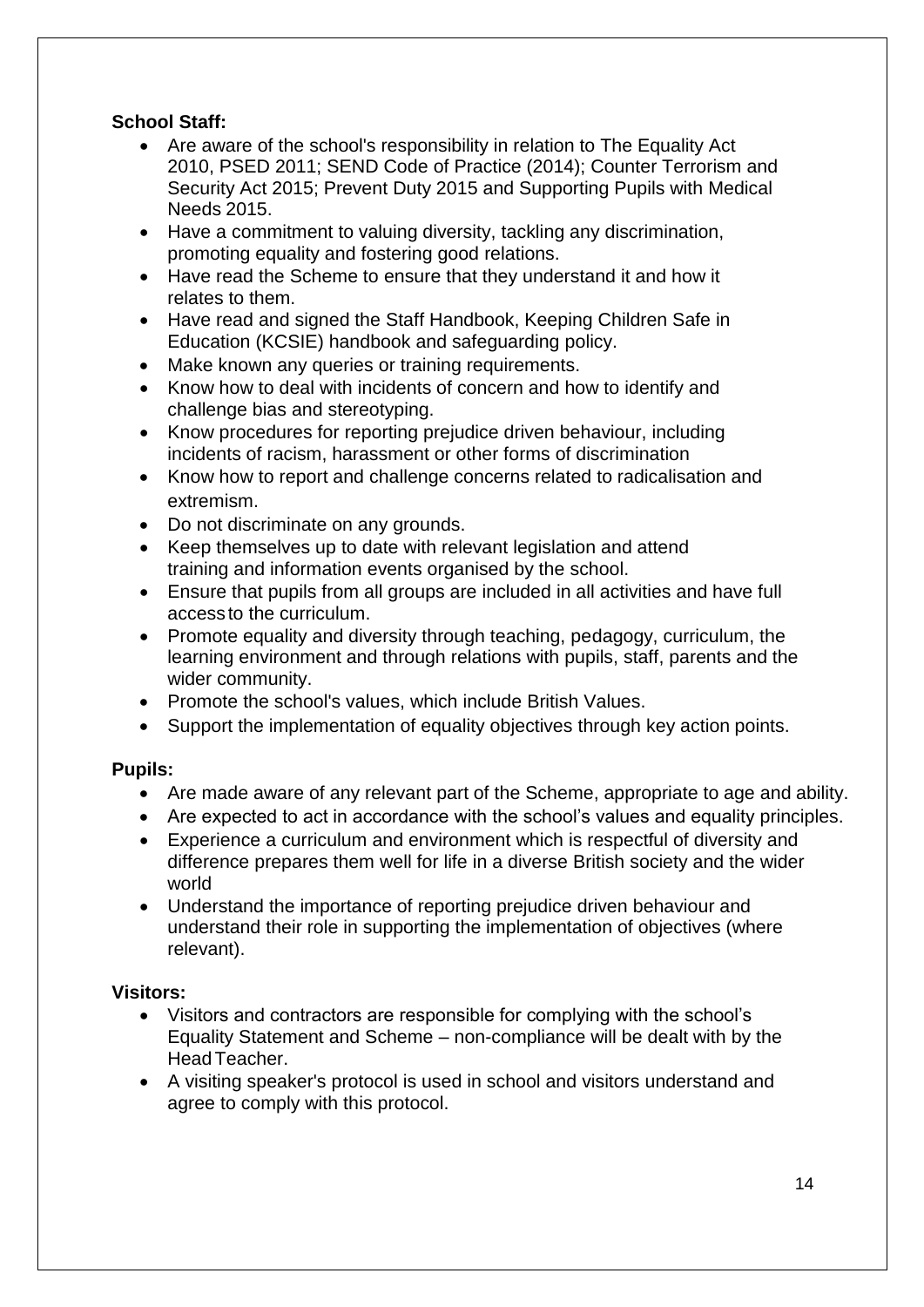**School Staff:**

- Are aware of the school's responsibility in relation to The Equality Act 2010, PSED 2011; SEND Code of Practice (2014); Counter Terrorism and Security Act 2015; Prevent Duty 2015 and Supporting Pupils with Medical Needs 2015.
- Have a commitment to valuing diversity, tackling any discrimination, promoting equality and fostering good relations.
- Have read the Scheme to ensure that they understand it and how it relates to them.
- Have read and signed the Staff Handbook, Keeping Children Safe in Education (KCSIE) handbook and safeguarding policy.
- Make known any queries or training requirements.
- Know how to deal with incidents of concern and how to identify and challenge bias and stereotyping.
- Know procedures for reporting prejudice driven behaviour, including incidents of racism, harassment or other forms of discrimination
- Know how to report and challenge concerns related to radicalisation and extremism.
- Do not discriminate on any grounds.
- Keep themselves up to date with relevant legislation and attend training and information events organised by the school.
- Ensure that pupils from all groups are included in all activities and have full access to the curriculum.
- Promote equality and diversity through teaching, pedagogy, curriculum, the learning environment and through relations with pupils, staff, parents and the wider community.
- Promote the school's values, which include British Values.
- Support the implementation of equality objectives through key action points.

**Pupils:**

- Are made aware of any relevant part of the Scheme, appropriate to age and ability.
- Are expected to act in accordance with the school's values and equality principles.
- Experience a curriculum and environment which is respectful of diversity and difference prepares them well for life in a diverse British society and the wider world
- Understand the importance of reporting prejudice driven behaviour and understand their role in supporting the implementation of objectives (where relevant).

**Visitors:**

- Visitors and contractors are responsible for complying with the school's Equality Statement and Scheme – non-compliance will be dealt with by the Head Teacher.
- A visiting speaker's protocol is used in school and visitors understand and agree to comply with this protocol.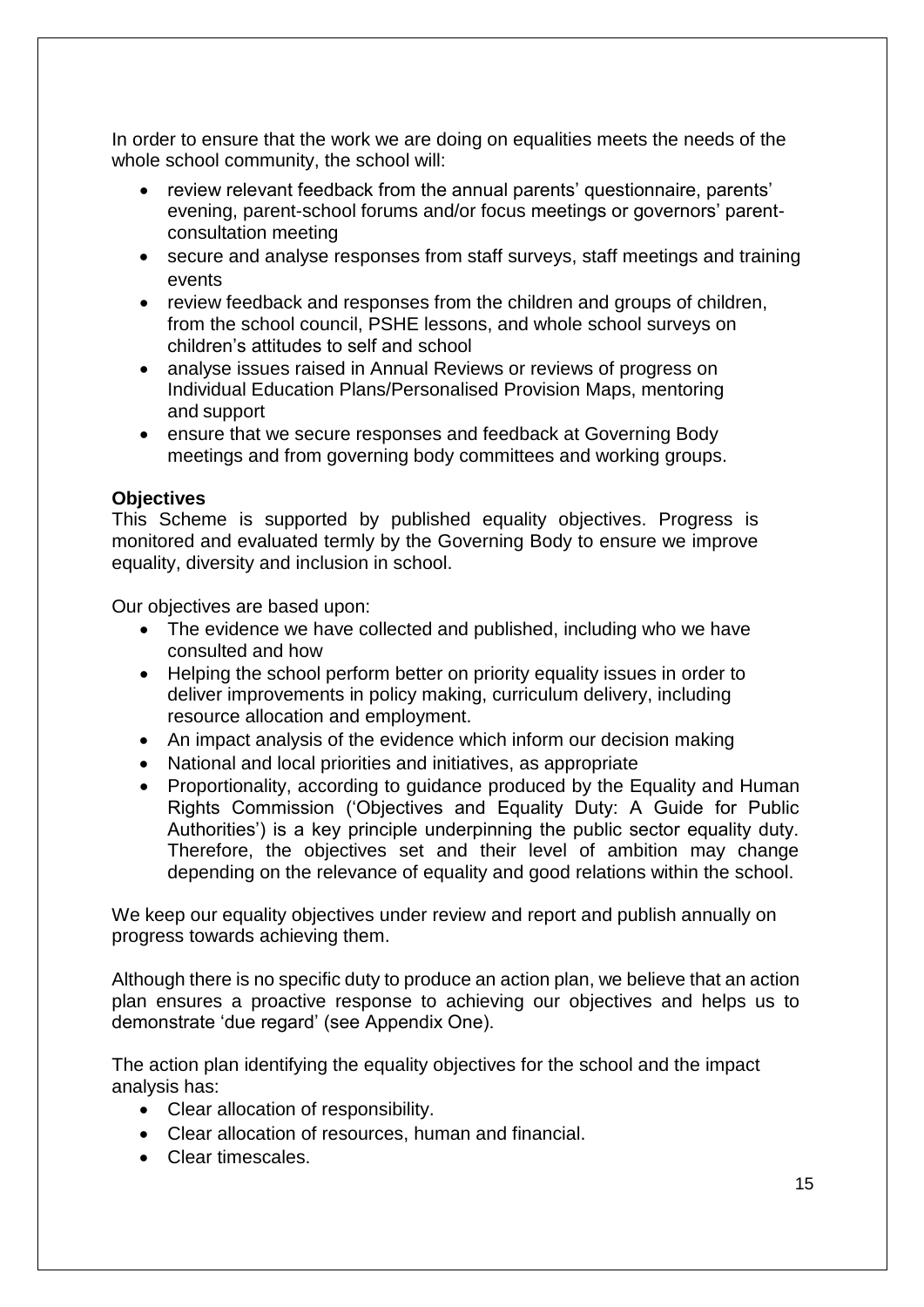In order to ensure that the work we are doing on equalities meets the needs of the whole school community, the school will:

- review relevant feedback from the annual parents' questionnaire, parents' evening, parent-school forums and/or focus meetings or governors' parent-consultation meeting
- secure and analyse responses from staff surveys, staff meetings and training events
- review feedback and responses from the children and groups of children, from the school council, PSHE lessons, and whole school surveys on children's attitudes to self and school
- analyse issues raised in Annual Reviews or reviews of progress on Individual Education Plans/Personalised Provision Maps, mentoring and support
- ensure that we secure responses and feedback at Governing Body meetings and from governing body committees and working groups.

**Objectives**

This Scheme is supported by published equality objectives. Progress is monitored and evaluated termly by the Governing Body to ensure we improve equality, diversity and inclusion in school.

Our objectives are based upon:

- The evidence we have collected and published, including who we have consulted and how
- Helping the school perform better on priority equality issues in order to deliver improvements in policy making, curriculum delivery, including resource allocation and employment.
- An impact analysis of the evidence which inform our decision making
- National and local priorities and initiatives, as appropriate
- Proportionality, according to guidance produced by the Equality and Human Rights Commission ('Objectives and Equality Duty: A Guide for Public Authorities') is a key principle underpinning the public sector equality duty. Therefore, the objectives set and their level of ambition may change depending on the relevance of equality and good relations within the school.

We keep our equality objectives under review and report and publish annually on progress towards achieving them.

Although there is no specific duty to produce an action plan, we believe that an action plan ensures a proactive response to achieving our objectives and helps us to demonstrate 'due regard' (see Appendix One).

The action plan identifying the equality objectives for the school and the impact analysis has:

- Clear allocation of responsibility.
- Clear allocation of resources, human and financial.
- Clear timescales.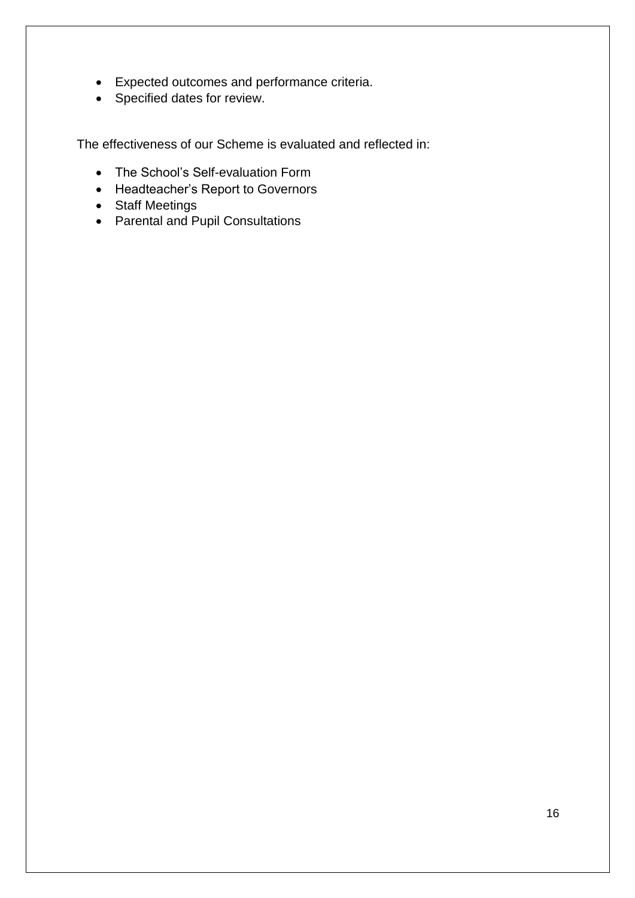- Expected outcomes and performance criteria.
- Specified dates for review.

The effectiveness of our Scheme is evaluated and reflected in:

- The School's Self-evaluation Form
- Headteacher's Report to Governors
- Staff Meetings
- Parental and Pupil Consultations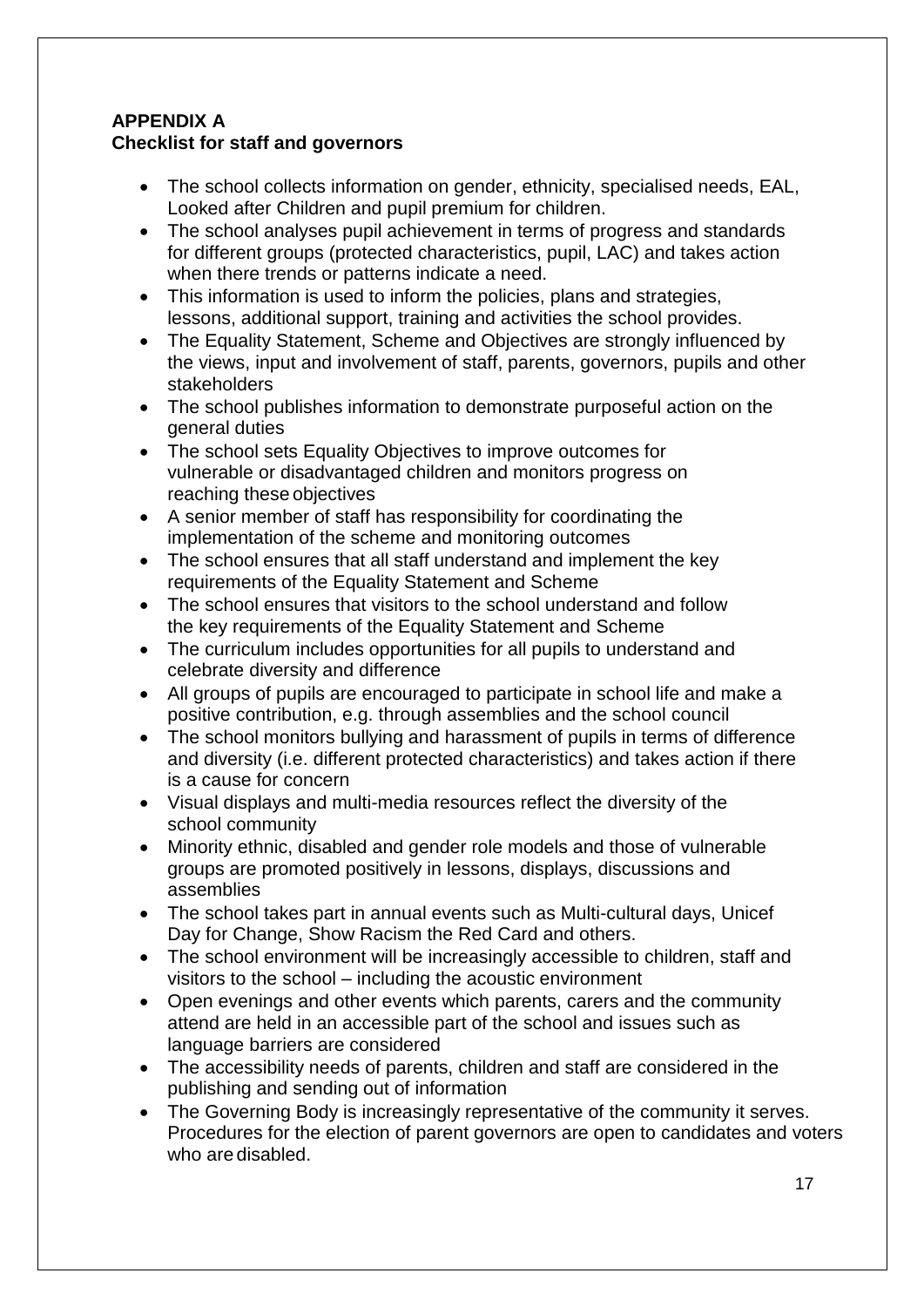**APPENDIX A**
**Checklist for staff and governors**

- The school collects information on gender, ethnicity, specialised needs, EAL, Looked after Children and pupil premium for children.
- The school analyses pupil achievement in terms of progress and standards for different groups (protected characteristics, pupil, LAC) and takes action when there trends or patterns indicate a need.
- This information is used to inform the policies, plans and strategies, lessons, additional support, training and activities the school provides.
- The Equality Statement, Scheme and Objectives are strongly influenced by the views, input and involvement of staff, parents, governors, pupils and other stakeholders
- The school publishes information to demonstrate purposeful action on the general duties
- The school sets Equality Objectives to improve outcomes for vulnerable or disadvantaged children and monitors progress on reaching these objectives
- A senior member of staff has responsibility for coordinating the implementation of the scheme and monitoring outcomes
- The school ensures that all staff understand and implement the key requirements of the Equality Statement and Scheme
- The school ensures that visitors to the school understand and follow the key requirements of the Equality Statement and Scheme
- The curriculum includes opportunities for all pupils to understand and celebrate diversity and difference
- All groups of pupils are encouraged to participate in school life and make a positive contribution, e.g. through assemblies and the school council
- The school monitors bullying and harassment of pupils in terms of difference and diversity (i.e. different protected characteristics) and takes action if there is a cause for concern
- Visual displays and multi-media resources reflect the diversity of the school community
- Minority ethnic, disabled and gender role models and those of vulnerable groups are promoted positively in lessons, displays, discussions and assemblies
- The school takes part in annual events such as Multi-cultural days, Unicef Day for Change, Show Racism the Red Card and others.
- The school environment will be increasingly accessible to children, staff and visitors to the school – including the acoustic environment
- Open evenings and other events which parents, carers and the community attend are held in an accessible part of the school and issues such as language barriers are considered
- The accessibility needs of parents, children and staff are considered in the publishing and sending out of information
- The Governing Body is increasingly representative of the community it serves. Procedures for the election of parent governors are open to candidates and voters who are disabled.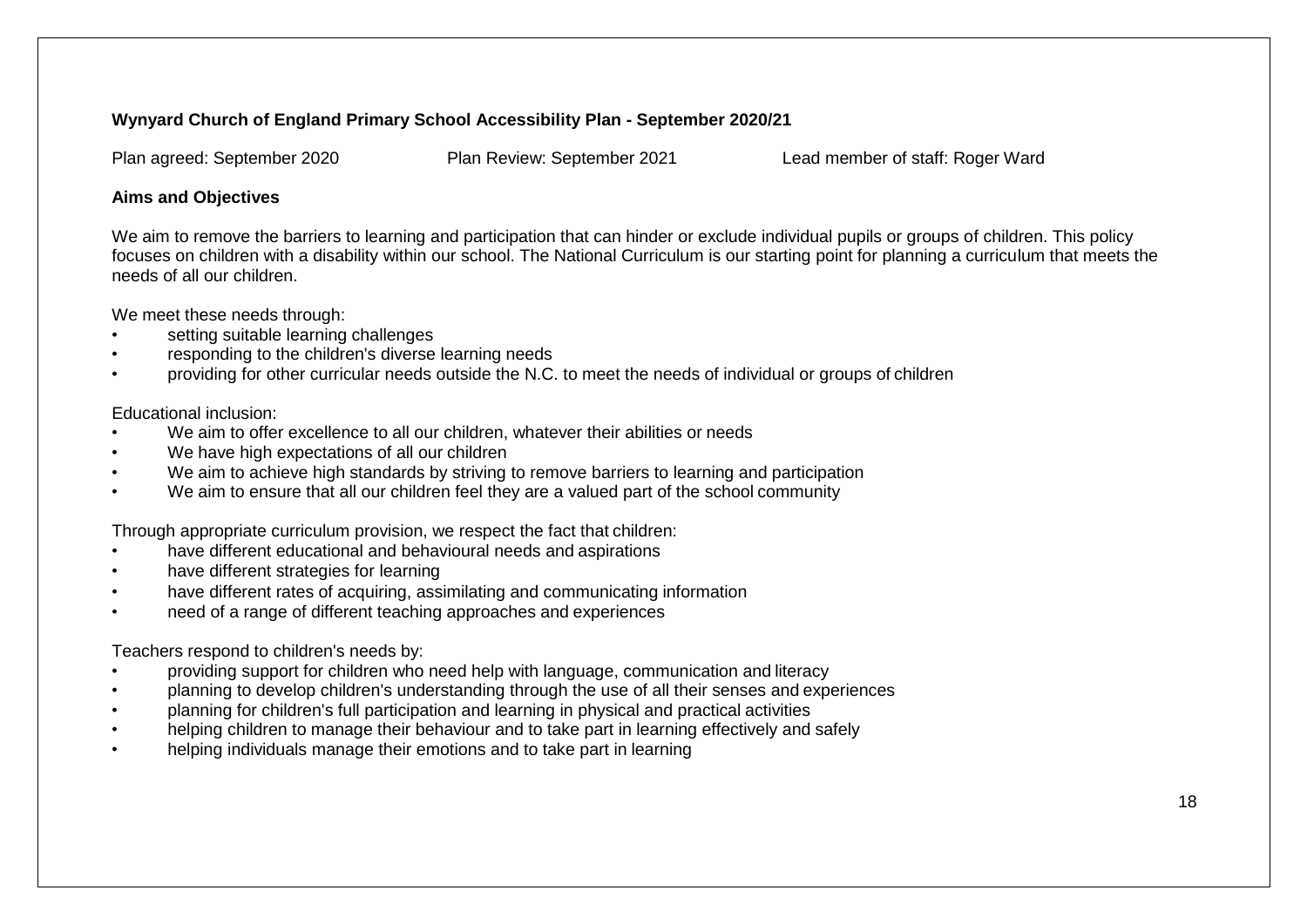**Wynyard Church of England Primary School Accessibility Plan - September 2020/21**

Plan agreed: September 2020 Plan Review: September 2021 Lead member of staff: Roger Ward

**Aims and Objectives**

We aim to remove the barriers to learning and participation that can hinder or exclude individual pupils or groups of children. This policy focuses on children with a disability within our school. The National Curriculum is our starting point for planning a curriculum that meets the needs of all our children.

We meet these needs through:

- setting suitable learning challenges
- responding to the children's diverse learning needs
- providing for other curricular needs outside the N.C. to meet the needs of individual or groups of children

Educational inclusion:

- We aim to offer excellence to all our children, whatever their abilities or needs
- We have high expectations of all our children
- We aim to achieve high standards by striving to remove barriers to learning and participation
- We aim to ensure that all our children feel they are a valued part of the school community

Through appropriate curriculum provision, we respect the fact that children:

- have different educational and behavioural needs and aspirations
- have different strategies for learning
- have different rates of acquiring, assimilating and communicating information
- need of a range of different teaching approaches and experiences

Teachers respond to children's needs by:

- providing support for children who need help with language, communication and literacy
- planning to develop children's understanding through the use of all their senses and experiences
- planning for children's full participation and learning in physical and practical activities
- helping children to manage their behaviour and to take part in learning effectively and safely
- helping individuals manage their emotions and to take part in learning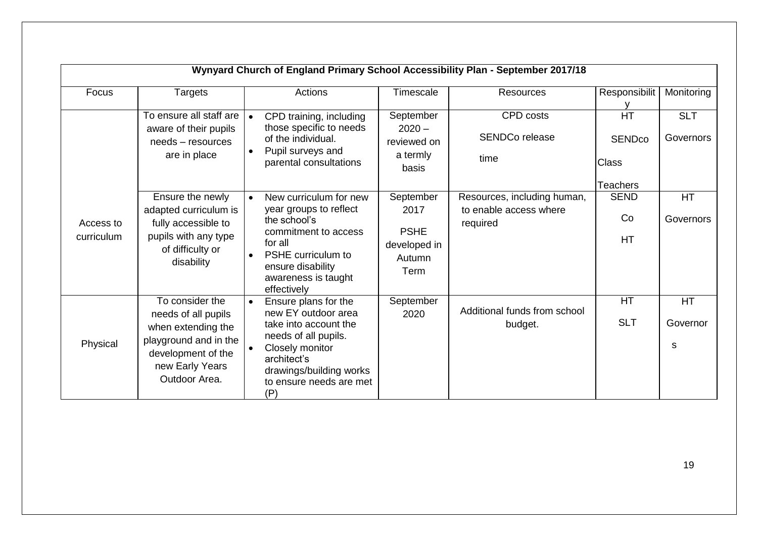| Wynyard Church of England Primary School Accessibility Plan - September 2017/18 | | | | | | |
|---|---|---|---|---|---|---|
| Focus | Targets | Actions | Timescale | Resources | Responsibility | Monitoring |
| Access to curriculum | To ensure all staff are aware of their pupils needs – resources are in place | • CPD training, including those specific to needs of the individual.<br>• Pupil surveys and parental consultations | September 2020 – reviewed on a termly basis | CPD costs<br>SENDCo release time | HT<br>SENDco<br>Class Teachers | SLT<br>Governors |
| | Ensure the newly adapted curriculum is fully accessible to pupils with any type of difficulty or disability | • New curriculum for new year groups to reflect the school's commitment to access for all<br>• PSHE curriculum to ensure disability awareness is taught effectively | September 2017<br>PSHE developed in Autumn Term | Resources, including human, to enable access where required | SEND Co<br>HT | HT<br>Governors |
| Physical | To consider the needs of all pupils when extending the playground and in the development of the new Early Years Outdoor Area. | • Ensure plans for the new EY outdoor area take into account the needs of all pupils.<br>• Closely monitor architect's drawings/building works to ensure needs are met (P) | September 2020 | Additional funds from school budget. | HT<br>SLT | HT<br>Governors |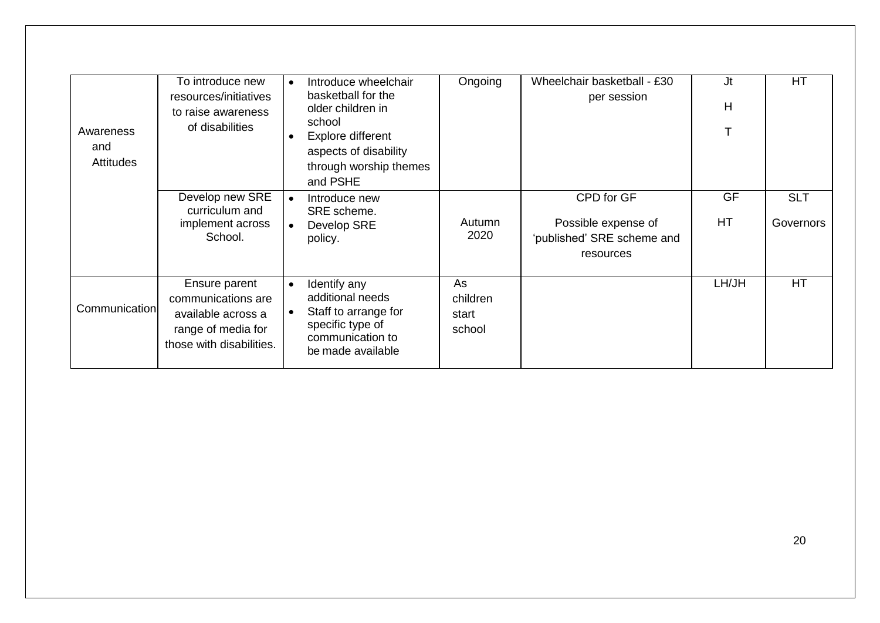| | | | | | | |
|---|---|---|---|---|---|---|
| Awareness and Attitudes | To introduce new resources/initiatives to raise awareness of disabilities | • Introduce wheelchair basketball for the older children in school<br>• Explore different aspects of disability through worship themes and PSHE | Ongoing | Wheelchair basketball - £30 per session | JtHT | HT |
| | Develop new SRE curriculum and implement across School. | • Introduce new SRE scheme.<br>• Develop SRE policy. | Autumn 2020 | CPD for GF<br><br>Possible expense of 'published' SRE scheme and resources | GF<br>HT | SLT<br>Governors |
| Communication | Ensure parent communications are available across a range of media for those with disabilities. | • Identify any additional needs<br>• Staff to arrange for specific type of communication to be made available | As children start school | | LH/JH | HT |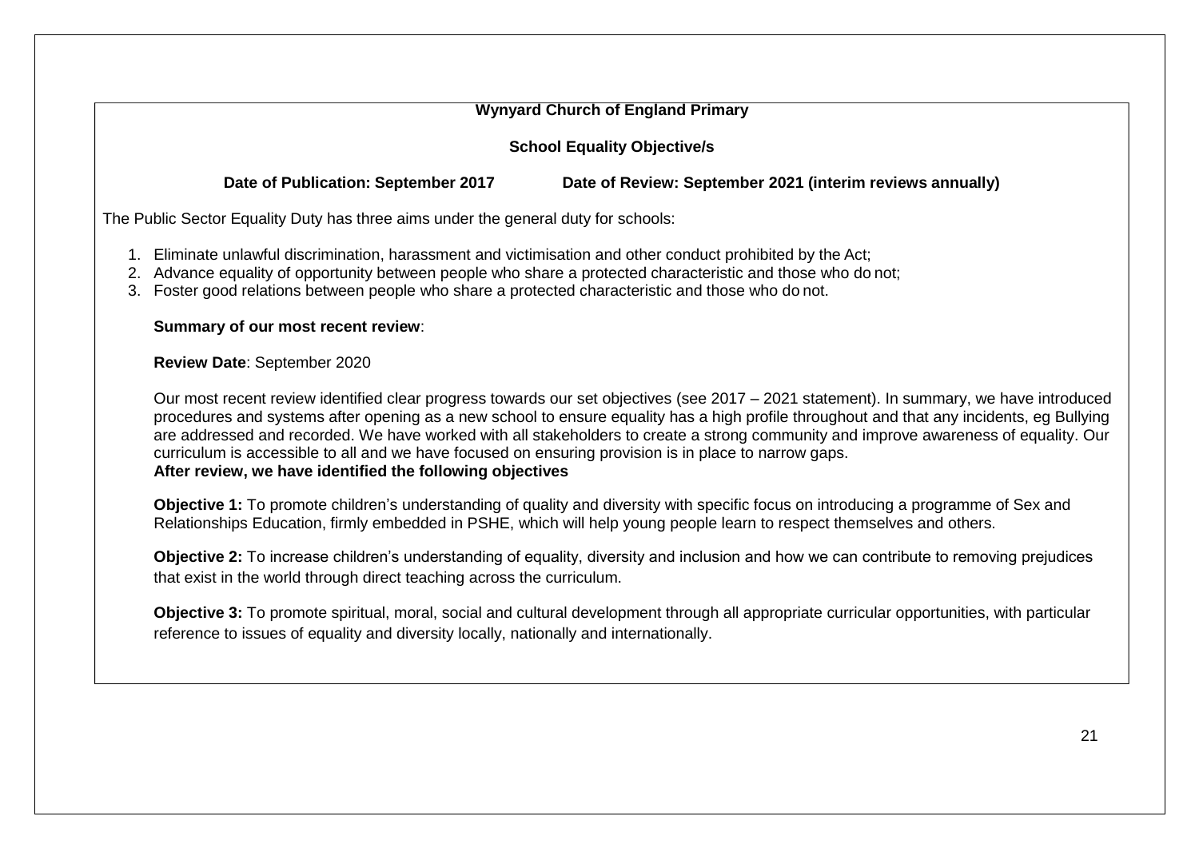**Wynyard Church of England Primary**

**School Equality Objective/s**

**Date of Publication: September 2017** **Date of Review: September 2021 (interim reviews annually)**

The Public Sector Equality Duty has three aims under the general duty for schools:

1. Eliminate unlawful discrimination, harassment and victimisation and other conduct prohibited by the Act;
2. Advance equality of opportunity between people who share a protected characteristic and those who do not;
3. Foster good relations between people who share a protected characteristic and those who do not.

**Summary of our most recent review**:

**Review Date**: September 2020

Our most recent review identified clear progress towards our set objectives (see 2017 – 2021 statement). In summary, we have introduced procedures and systems after opening as a new school to ensure equality has a high profile throughout and that any incidents, eg Bullying are addressed and recorded. We have worked with all stakeholders to create a strong community and improve awareness of equality. Our curriculum is accessible to all and we have focused on ensuring provision is in place to narrow gaps.

**After review, we have identified the following objectives**

**Objective 1:** To promote children's understanding of quality and diversity with specific focus on introducing a programme of Sex and Relationships Education, firmly embedded in PSHE, which will help young people learn to respect themselves and others.

**Objective 2:** To increase children's understanding of equality, diversity and inclusion and how we can contribute to removing prejudices that exist in the world through direct teaching across the curriculum.

**Objective 3:** To promote spiritual, moral, social and cultural development through all appropriate curricular opportunities, with particular reference to issues of equality and diversity locally, nationally and internationally.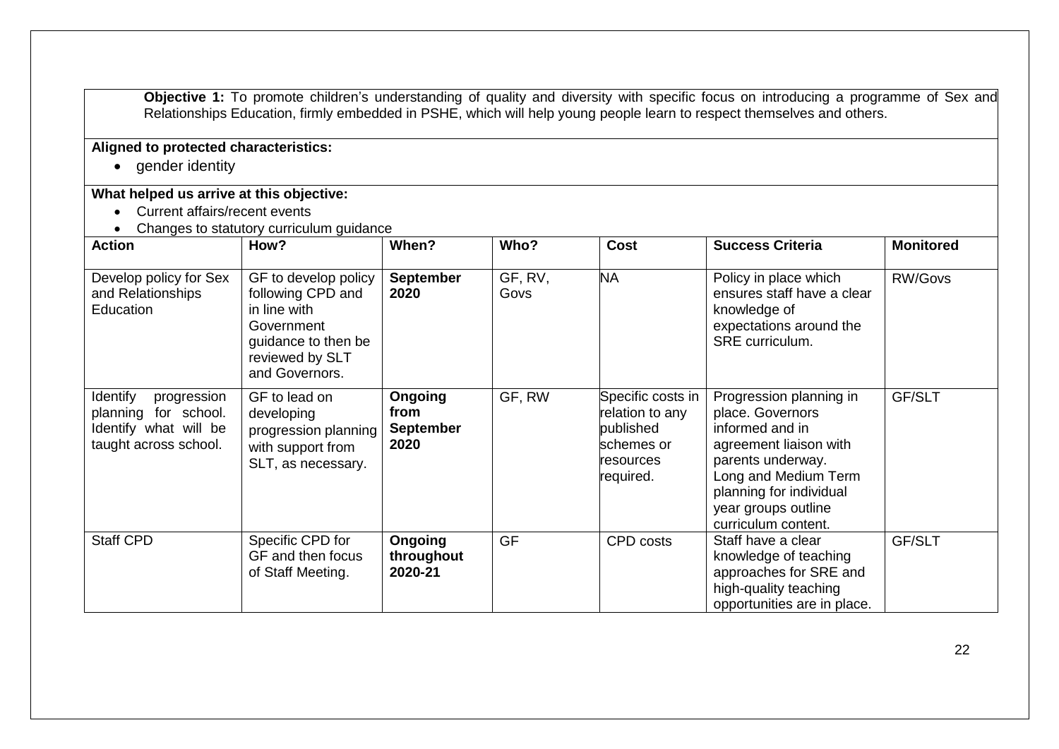**Objective 1:** To promote children's understanding of quality and diversity with specific focus on introducing a programme of Sex and Relationships Education, firmly embedded in PSHE, which will help young people learn to respect themselves and others.

**Aligned to protected characteristics:**

- gender identity

**What helped us arrive at this objective:**

- Current affairs/recent events
- Changes to statutory curriculum guidance

| Action | How? | When? | Who? | Cost | Success Criteria | Monitored |
|---|---|---|---|---|---|---|
| Develop policy for Sex and Relationships Education | GF to develop policy following CPD and in line with Government guidance to then be reviewed by SLT and Governors. | **September 2020** | GF, RV, Govs | NA | Policy in place which ensures staff have a clear knowledge of expectations around the SRE curriculum. | RW/Govs |
| Identify progression planning for school. Identify what will be taught across school. | GF to lead on developing progression planning with support from SLT, as necessary. | **Ongoing from September 2020** | GF, RW | Specific costs in relation to any published schemes or resources required. | Progression planning in place. Governors informed and in agreement liaison with parents underway. Long and Medium Term planning for individual year groups outline curriculum content. | GF/SLT |
| Staff CPD | Specific CPD for GF and then focus of Staff Meeting. | **Ongoing throughout 2020-21** | GF | CPD costs | Staff have a clear knowledge of teaching approaches for SRE and high-quality teaching opportunities are in place. | GF/SLT |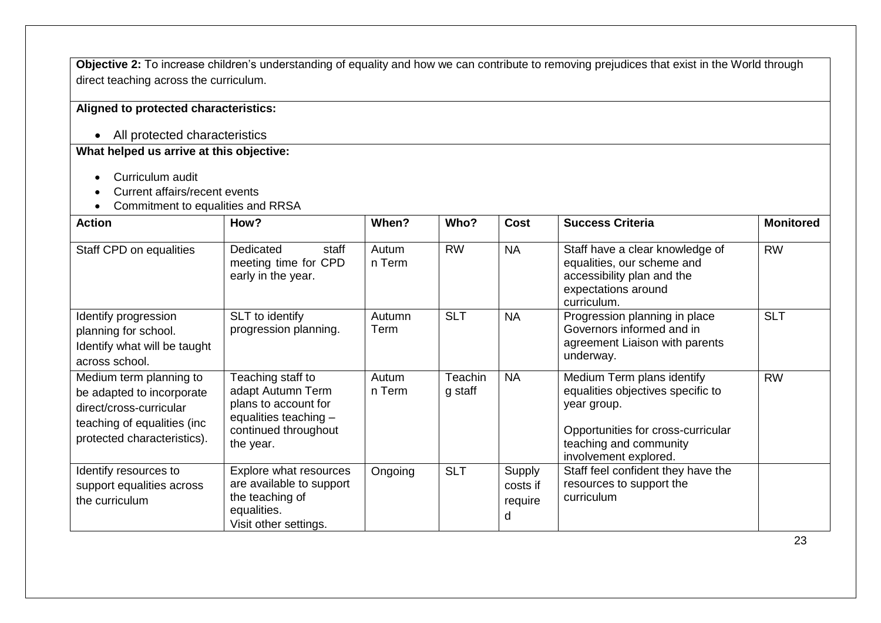**Objective 2:** To increase children's understanding of equality and how we can contribute to removing prejudices that exist in the World through direct teaching across the curriculum.

**Aligned to protected characteristics:**

- All protected characteristics

**What helped us arrive at this objective:**

- Curriculum audit
- Current affairs/recent events
- Commitment to equalities and RRSA

| Action | How? | When? | Who? | Cost | Success Criteria | Monitored |
|---|---|---|---|---|---|---|
| Staff CPD on equalities | Dedicated staff meeting time for CPD early in the year. | Autumn Term | RW | NA | Staff have a clear knowledge of equalities, our scheme and accessibility plan and the expectations around curriculum. | RW |
| Identify progression planning for school. Identify what will be taught across school. | SLT to identify progression planning. | Autumn Term | SLT | NA | Progression planning in place Governors informed and in agreement Liaison with parents underway. | SLT |
| Medium term planning to be adapted to incorporate direct/cross-curricular teaching of equalities (inc protected characteristics). | Teaching staff to adapt Autumn Term plans to account for equalities teaching – continued throughout the year. | Autumn Term | Teaching staff | NA | Medium Term plans identify equalities objectives specific to year group.<br><br>Opportunities for cross-curricular teaching and community involvement explored. | RW |
| Identify resources to support equalities across the curriculum | Explore what resources are available to support the teaching of equalities.<br>Visit other settings. | Ongoing | SLT | Supply costs if required | Staff feel confident they have the resources to support the curriculum | |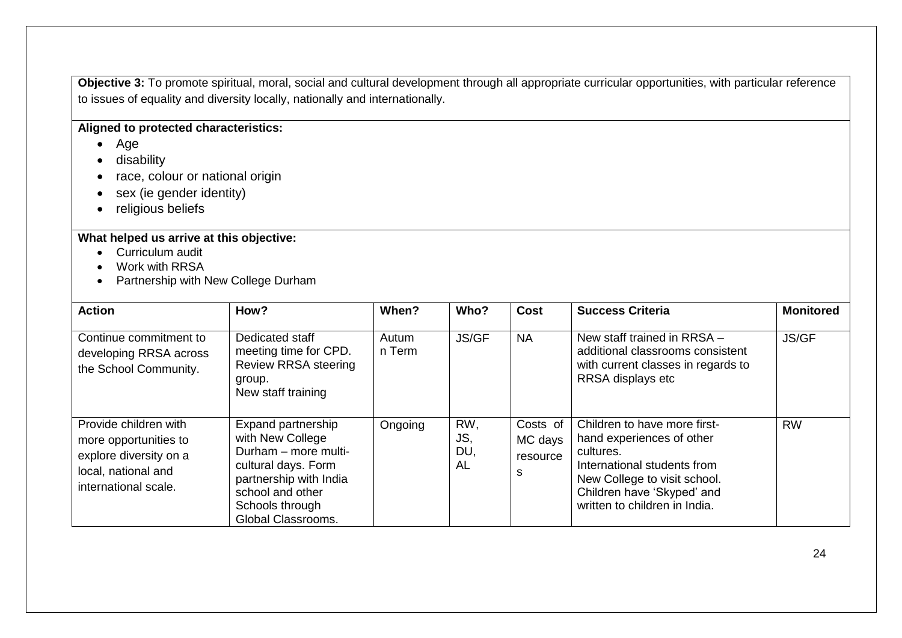**Objective 3:** To promote spiritual, moral, social and cultural development through all appropriate curricular opportunities, with particular reference to issues of equality and diversity locally, nationally and internationally.

**Aligned to protected characteristics:**

- Age
- disability
- race, colour or national origin
- sex (ie gender identity)
- religious beliefs

**What helped us arrive at this objective:**

- Curriculum audit
- Work with RRSA
- Partnership with New College Durham

| Action | How? | When? | Who? | Cost | Success Criteria | Monitored |
|---|---|---|---|---|---|---|
| Continue commitment to developing RRSA across the School Community. | Dedicated staff meeting time for CPD. Review RRSA steering group. New staff training | Autumn Term | JS/GF | NA | New staff trained in RRSA – additional classrooms consistent with current classes in regards to RRSA displays etc | JS/GF |
| Provide children with more opportunities to explore diversity on a local, national and international scale. | Expand partnership with New College Durham – more multi-cultural days. Form partnership with India school and other Schools through Global Classrooms. | Ongoing | RW, JS, DU, AL | Costs of MC days resources | Children to have more first-hand experiences of other cultures. International students from New College to visit school. Children have 'Skyped' and written to children in India. | RW |